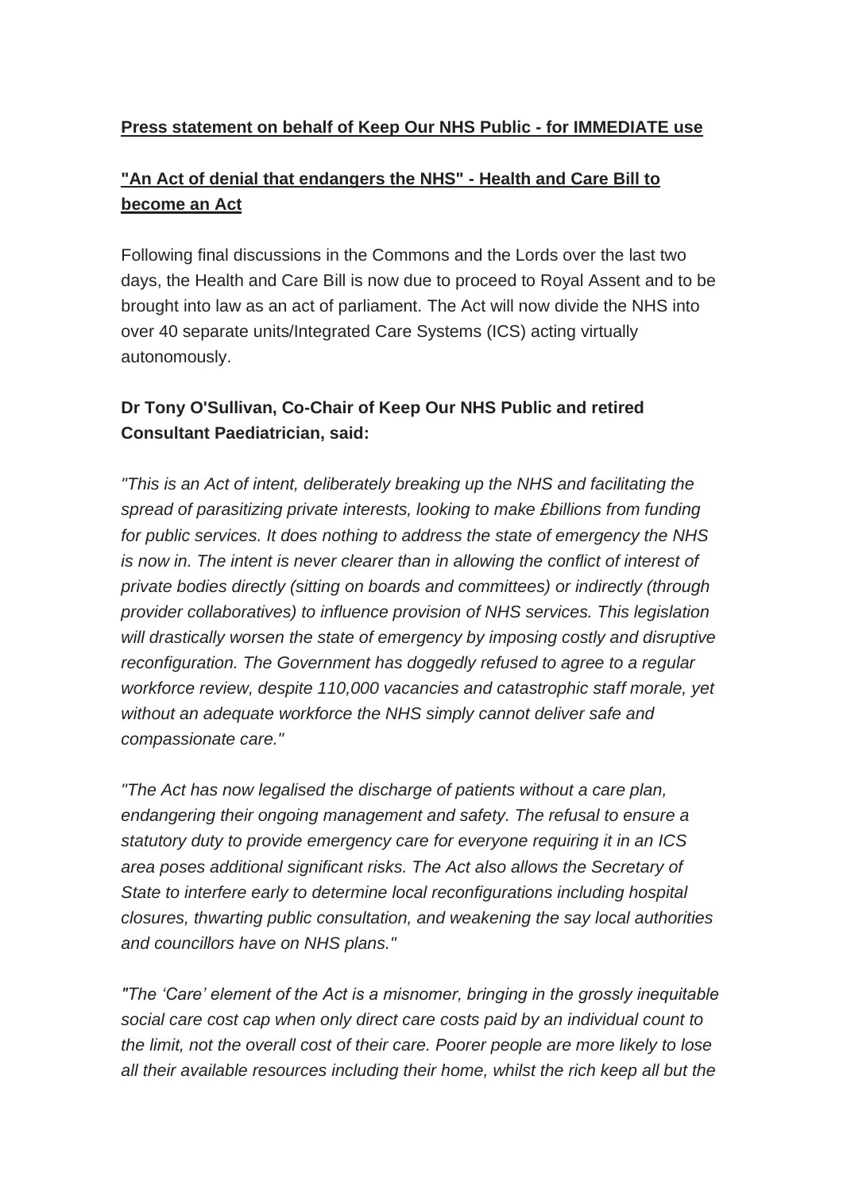**Press statement on behalf of Keep Our NHS Public - for IMMEDIATE use**

**"An Act of denial that endangers the NHS" - Health and Care Bill to become an Act**

Following final discussions in the Commons and the Lords over the last two days, the Health and Care Bill is now due to proceed to Royal Assent and to be brought into law as an act of parliament. The Act will now divide the NHS into over 40 separate units/Integrated Care Systems (ICS) acting virtually autonomously.

**Dr Tony O'Sullivan, Co-Chair of Keep Our NHS Public and retired Consultant Paediatrician, said:**

*"This is an Act of intent, deliberately breaking up the NHS and facilitating the spread of parasitizing private interests, looking to make £billions from funding for public services. It does nothing to address the state of emergency the NHS is now in. The intent is never clearer than in allowing the conflict of interest of private bodies directly (sitting on boards and committees) or indirectly (through provider collaboratives) to influence provision of NHS services. This legislation will drastically worsen the state of emergency by imposing costly and disruptive reconfiguration. The Government has doggedly refused to agree to a regular workforce review, despite 110,000 vacancies and catastrophic staff morale, yet without an adequate workforce the NHS simply cannot deliver safe and compassionate care."*

*"The Act has now legalised the discharge of patients without a care plan, endangering their ongoing management and safety. The refusal to ensure a statutory duty to provide emergency care for everyone requiring it in an ICS area poses additional significant risks. The Act also allows the Secretary of State to interfere early to determine local reconfigurations including hospital closures, thwarting public consultation, and weakening the say local authorities and councillors have on NHS plans."*

*"The 'Care' element of the Act is a misnomer, bringing in the grossly inequitable social care cost cap when only direct care costs paid by an individual count to the limit, not the overall cost of their care. Poorer people are more likely to lose all their available resources including their home, whilst the rich keep all but the*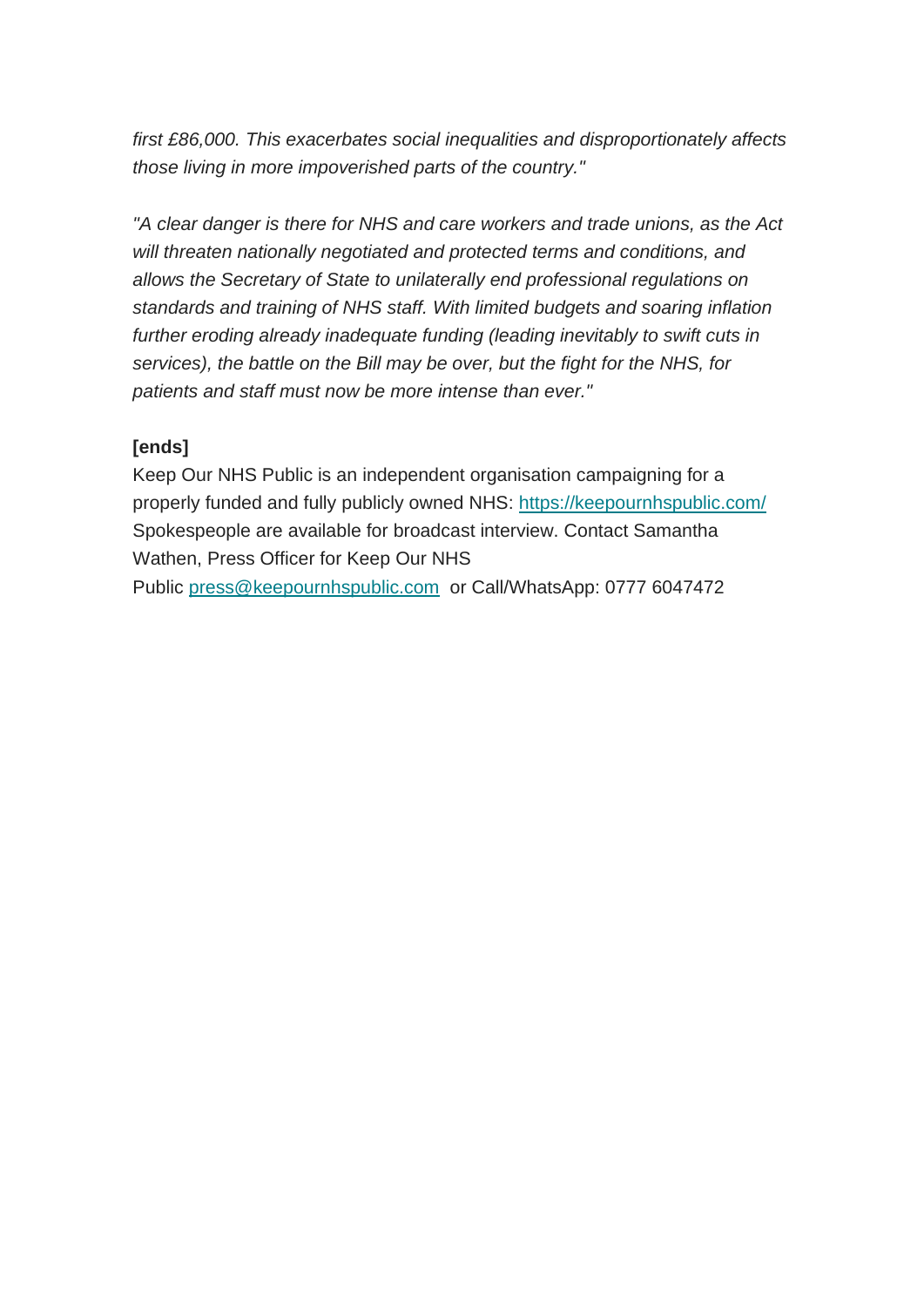*first £86,000. This exacerbates social inequalities and disproportionately affects those living in more impoverished parts of the country."*

*"A clear danger is there for NHS and care workers and trade unions, as the Act will threaten nationally negotiated and protected terms and conditions, and allows the Secretary of State to unilaterally end professional regulations on standards and training of NHS staff. With limited budgets and soaring inflation further eroding already inadequate funding (leading inevitably to swift cuts in services), the battle on the Bill may be over, but the fight for the NHS, for patients and staff must now be more intense than ever."*

**[ends]**

Keep Our NHS Public is an independent organisation campaigning for a properly funded and fully publicly owned NHS: https://keepournhspublic.com/
Spokespeople are available for broadcast interview. Contact Samantha Wathen, Press Officer for Keep Our NHS Public press@keepournhspublic.com or Call/WhatsApp: 0777 6047472